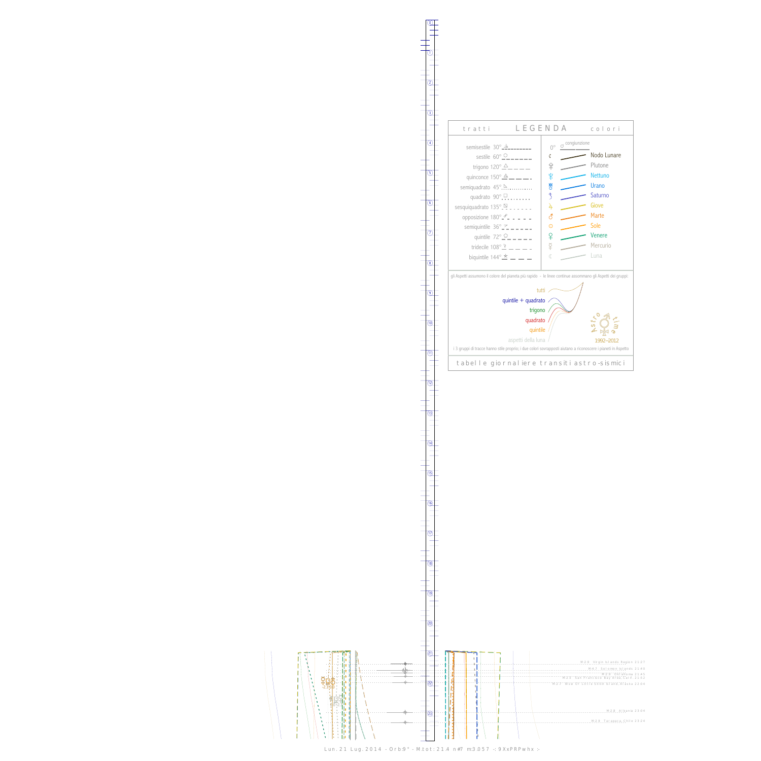## LEGENDA

**tratti**

- semisestile 30°
- sestile 60°
- trigono 120°
- quinconce 150°
- semiquadrato 45°
- quadrato 90°
- sesquiquadrato 135°
- opposizione 180°
- semiquintile 36°
- quintile 72°
- tridecile 108°
- biquintile 144°

**colori**

- 0° congiunzione
- Nodo Lunare
- Plutone
- Nettuno
- Urano
- Saturno
- Giove
- Marte
- Sole
- Venere
- Mercurio
- Luna

gli Aspetti assumono il colore del pianeta più rapido - le linee continue assommano gli Aspetti dei gruppi:

- tutti
- quintile + quadrato
- trigono
- quadrato
- quintile
- aspetti della luna

Astro time 1992–2012

i 3 gruppi di tracce hanno stile proprio; i due colori sovrapposti aiutano a riconoscere i pianeti in Aspetto

tabelle giornaliere transiti astro-sismici

M:2.9 Virgin Islands Region 21:27
M:4.7 Solomon Islands 21:40
M:2.5 Oklahoma 21:45
M:3.5 San Francisco Bay Area, Calif. 21:52
M:3.7 Wow Of Little Sitkin Island, Alaska 22:04
M:2.8 Albania 23:04
M:3.8 Tarapaca, Chile 23:24

-2.3°00

Lun. 21 Lug. 2014 - Orb:9° - M.tot: 21.4 n#7 m:3.057 -: 9XxPRPwhx :-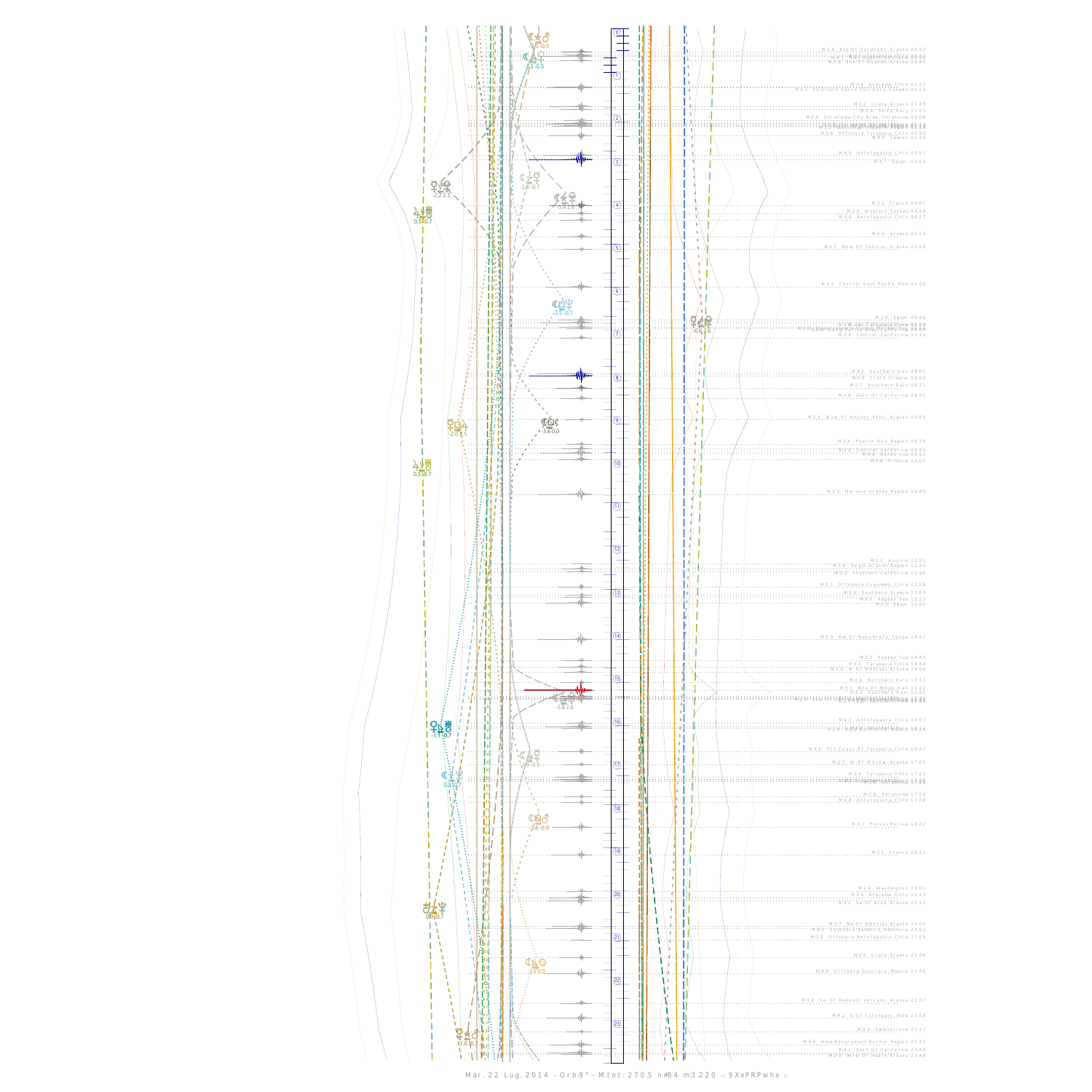M 2.8 Ese Of Coldfoot, Alaska 00:33
M 2.9 Ene Of Ninilchik, Alaska 00:45
M 3.4 Atacama, Chile 01:22
M 4.2 Southern Yukon Territory, Canada 01:23
M 3.2 Crete, Greece 01:49
M 2.6 Oklahoma City Area, Oklahoma 02:08
M 3.6 Offshore Tarapaca, Chile 02:30
M 4.2 Taiwan 02:30
M 4.5 Antofagasta, Chile 02:57
M 4.1 Egypt 03:03
M 3.2 France 04:07
M 2.5 Western Turkey 04:18
M 3.0 Antofagasta, Chile 04:27
M 2.8 Greece 04:50
M 2.7 Nnw Of Yakutat, Alaska 05:09
M 4.3 Central East Pacific Rise 06:00
M 3.6 Egypt 06:46
M 2.6 Central California 07:11
M 4.2 Southern Iran 08:01
M 4.0 Crete, Greece 08:04
M 2.7 Southern Italy 08:21
M 2.8 Gulf Of California 08:35
M 2.5 Wsw Of Anchor Point, Alaska 09:05
M 2.4 Puerto Rico Region 09:39
M 2.8 Central California 09:45
M 4.6 Banda Sea 09:51
M 3.8 Albania 10:00
M 5.0 Mariana Islands Region 10:49
M 2.5 Austria 12:25
M 2.9 Virgin Islands Region 12:32
M 2.1 Southern California 12:36
M 3.1 Offshore Coquimbo, Chile 12:58
M 3.0 Southern Greece 13:09
M 3.1 Aegean Sea 13:12
M 3.5 Egypt 13:20
M 4.0 Nw Of Nuku'alofa, Tonga 14:11
M 2.2 Aegean Sea 14:40
M 3.1 Tarapaca, Chile 14:49
M 2.6 N Of Nikiski, Alaska 14:56
M 2.4 Northern Italy 15:11
M 3.1 Nne Of Minab, Iran 15:22
M 4.1 Southern Iran 15:22
M 2.3 Antofagasta, Chile 16:07
M 3.2 Off Coast Of Tarapaca, Chile 16:47
M 2.7 W Of Willow, Alaska 17:05
M 3.4 Tarapaca, Chile 17:22
M 2.6 Oklahoma 17:50
M 2.8 Antofagasta, Chile 17:58
M 3.7 Potosi, Bolivia 18:32
M 3.1 France 19:11
M 2.4 Washington 20:01
M 3.3 Atacama, Chile 20:10
M 4.2 Se Of Attu, Alaska 20:15
M 3.7 Ne Of Nikolski, Alaska 20:50
M 4.5 Southern Sumatra, Indonesia 20:53
M 2.0 Offshore Antofagasta, Chile 21:09
M 2.5 Crete, Greece 21:34
M 4.5 Offshore Guerrero, Mexico 21:56
M 2.9 Sw Of Redoubt Volcano, Alaska 22:37
M 4.2 S Of Tufanganj, India 22:58
M 2.0 Switzerland 23:17
M 4.0 India-Bangladesh Border Region 23:35
M 4.1 Gulf Of California 23:46
M 2.8 Nnw Of Healy, Alaska 23:48

-0.9
-0.5
-2.2 2.5
0.5 0.7
-1.4 -0.7
-1.4 2.8
-1.5 -0.7
-0.6 2.5
-2.0 0.5
-3.6 0.0
0.5 0.7
-3.8 2.6
-1.1 0.7
0.0 0.7
-1.9 -0.5
-1.9 -0.9
0.0 0.7
-1.9 0.0
-1.6 0.7

Mar. 22 Lug. 2014 - Orb:9° - M.tot: 270.5 n#84 m:3.220 -:9XxPRPwhx :-